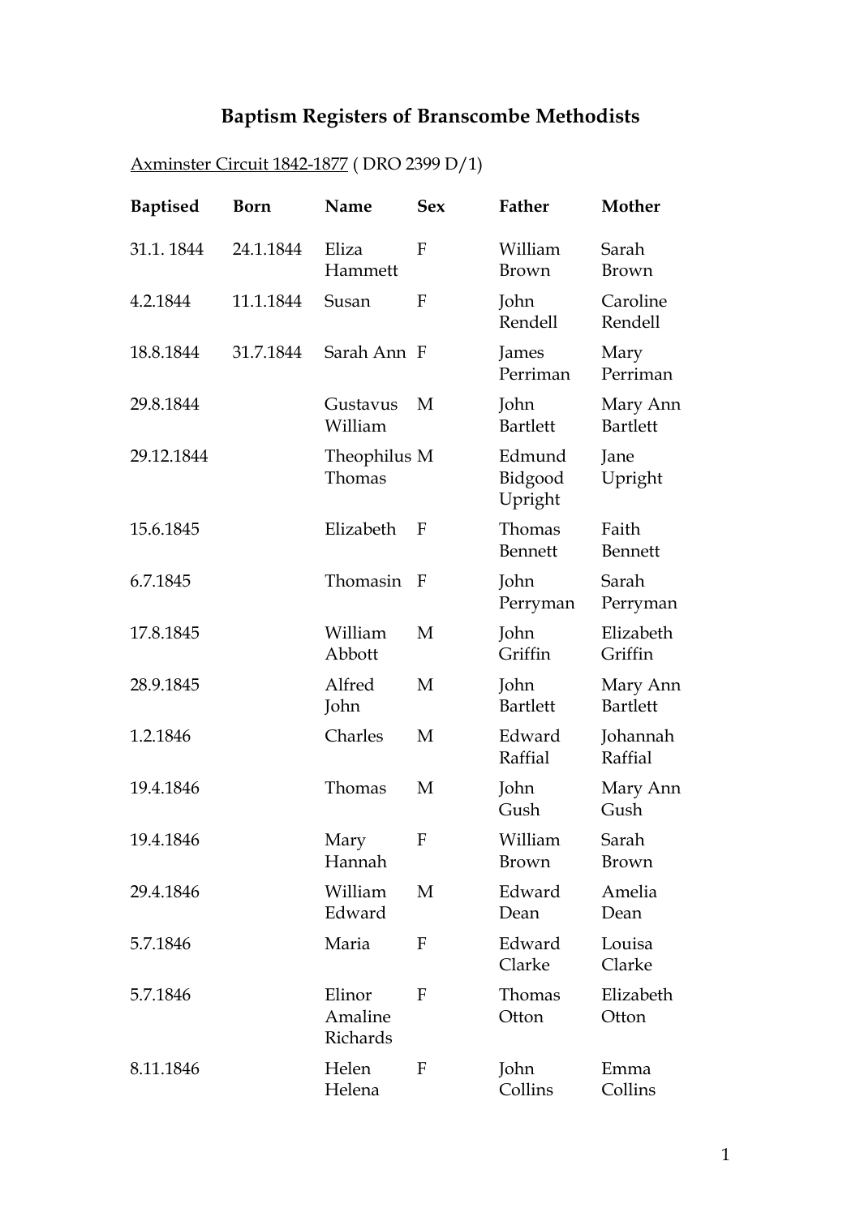# Baptism Registers of Branscombe Methodists

Axminster Circuit 1842-1877 ( DRO 2399 D/1)

| Baptised | Born | Name | Sex | Father | Mother |
|---|---|---|---|---|---|
| 31.1. 1844 | 24.1.1844 | Eliza Hammett | F | William Brown | Sarah Brown |
| 4.2.1844 | 11.1.1844 | Susan | F | John Rendell | Caroline Rendell |
| 18.8.1844 | 31.7.1844 | Sarah Ann | F | James Perriman | Mary Perriman |
| 29.8.1844 | | Gustavus William | M | John Bartlett | Mary Ann Bartlett |
| 29.12.1844 | | Theophilus Thomas | M | Edmund Bidgood Upright | Jane Upright |
| 15.6.1845 | | Elizabeth | F | Thomas Bennett | Faith Bennett |
| 6.7.1845 | | Thomasin | F | John Perryman | Sarah Perryman |
| 17.8.1845 | | William Abbott | M | John Griffin | Elizabeth Griffin |
| 28.9.1845 | | Alfred John | M | John Bartlett | Mary Ann Bartlett |
| 1.2.1846 | | Charles | M | Edward Raffial | Johannah Raffial |
| 19.4.1846 | | Thomas | M | John Gush | Mary Ann Gush |
| 19.4.1846 | | Mary Hannah | F | William Brown | Sarah Brown |
| 29.4.1846 | | William Edward | M | Edward Dean | Amelia Dean |
| 5.7.1846 | | Maria | F | Edward Clarke | Louisa Clarke |
| 5.7.1846 | | Elinor Amaline Richards | F | Thomas Otton | Elizabeth Otton |
| 8.11.1846 | | Helen Helena | F | John Collins | Emma Collins |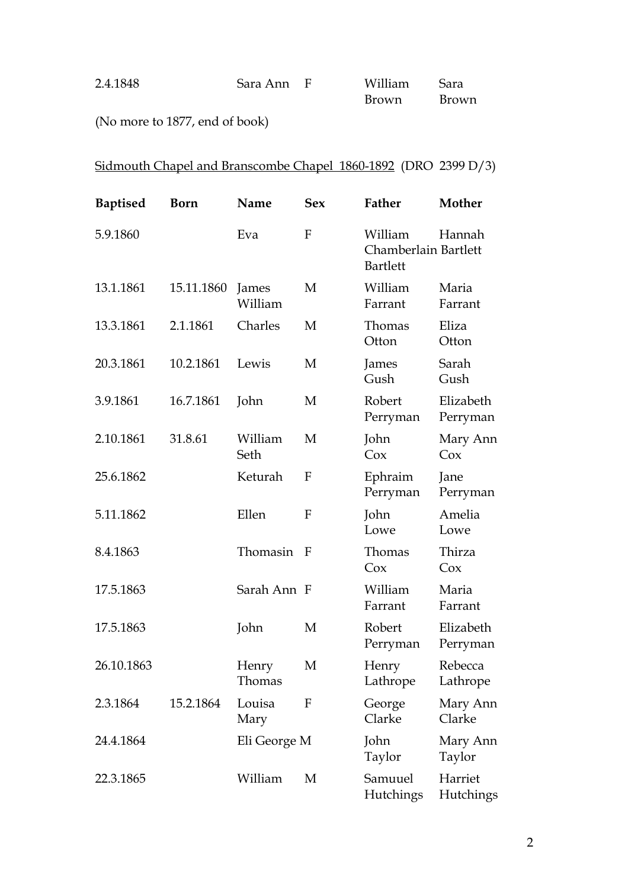| 2.4.1848 | | Sara Ann | F | William Brown | Sara Brown |
|---|---|---|---|---|---|

(No more to 1877, end of book)

Sidmouth Chapel and Branscombe Chapel 1860-1892 (DRO 2399 D/3)

| **Baptised** | **Born** | **Name** | **Sex** | **Father** | **Mother** |
|---|---|---|---|---|---|
| 5.9.1860 | | Eva | F | William Chamberlain Bartlett | Hannah Bartlett |
| 13.1.1861 | 15.11.1860 | James William | M | William Farrant | Maria Farrant |
| 13.3.1861 | 2.1.1861 | Charles | M | Thomas Otton | Eliza Otton |
| 20.3.1861 | 10.2.1861 | Lewis | M | James Gush | Sarah Gush |
| 3.9.1861 | 16.7.1861 | John | M | Robert Perryman | Elizabeth Perryman |
| 2.10.1861 | 31.8.61 | William Seth | M | John Cox | Mary Ann Cox |
| 25.6.1862 | | Keturah | F | Ephraim Perryman | Jane Perryman |
| 5.11.1862 | | Ellen | F | John Lowe | Amelia Lowe |
| 8.4.1863 | | Thomasin | F | Thomas Cox | Thirza Cox |
| 17.5.1863 | | Sarah Ann | F | William Farrant | Maria Farrant |
| 17.5.1863 | | John | M | Robert Perryman | Elizabeth Perryman |
| 26.10.1863 | | Henry Thomas | M | Henry Lathrope | Rebecca Lathrope |
| 2.3.1864 | 15.2.1864 | Louisa Mary | F | George Clarke | Mary Ann Clarke |
| 24.4.1864 | | Eli George | M | John Taylor | Mary Ann Taylor |
| 22.3.1865 | | William | M | Samuuel Hutchings | Harriet Hutchings |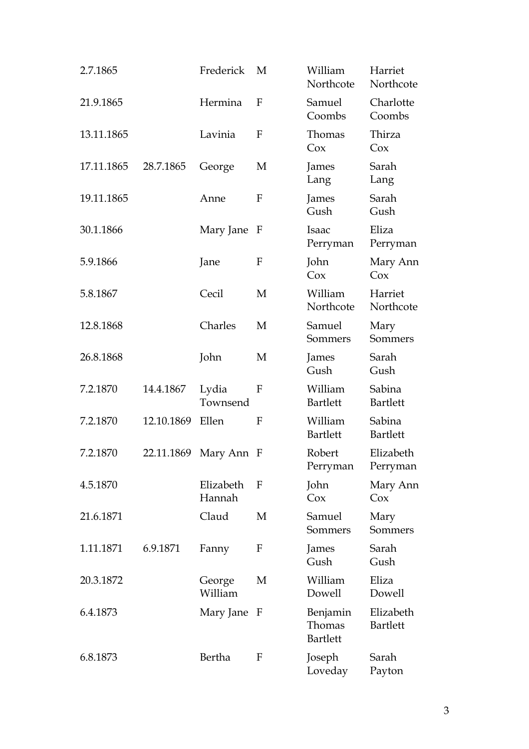| | | | | | |
|---|---|---|---|---|---|
| 2.7.1865 | | Frederick | M | William Northcote | Harriet Northcote |
| 21.9.1865 | | Hermina | F | Samuel Coombs | Charlotte Coombs |
| 13.11.1865 | | Lavinia | F | Thomas Cox | Thirza Cox |
| 17.11.1865 | 28.7.1865 | George | M | James Lang | Sarah Lang |
| 19.11.1865 | | Anne | F | James Gush | Sarah Gush |
| 30.1.1866 | | Mary Jane | F | Isaac Perryman | Eliza Perryman |
| 5.9.1866 | | Jane | F | John Cox | Mary Ann Cox |
| 5.8.1867 | | Cecil | M | William Northcote | Harriet Northcote |
| 12.8.1868 | | Charles | M | Samuel Sommers | Mary Sommers |
| 26.8.1868 | | John | M | James Gush | Sarah Gush |
| 7.2.1870 | 14.4.1867 | Lydia Townsend | F | William Bartlett | Sabina Bartlett |
| 7.2.1870 | 12.10.1869 | Ellen | F | William Bartlett | Sabina Bartlett |
| 7.2.1870 | 22.11.1869 | Mary Ann | F | Robert Perryman | Elizabeth Perryman |
| 4.5.1870 | | Elizabeth Hannah | F | John Cox | Mary Ann Cox |
| 21.6.1871 | | Claud | M | Samuel Sommers | Mary Sommers |
| 1.11.1871 | 6.9.1871 | Fanny | F | James Gush | Sarah Gush |
| 20.3.1872 | | George William | M | William Dowell | Eliza Dowell |
| 6.4.1873 | | Mary Jane | F | Benjamin Thomas Bartlett | Elizabeth Bartlett |
| 6.8.1873 | | Bertha | F | Joseph Loveday | Sarah Payton |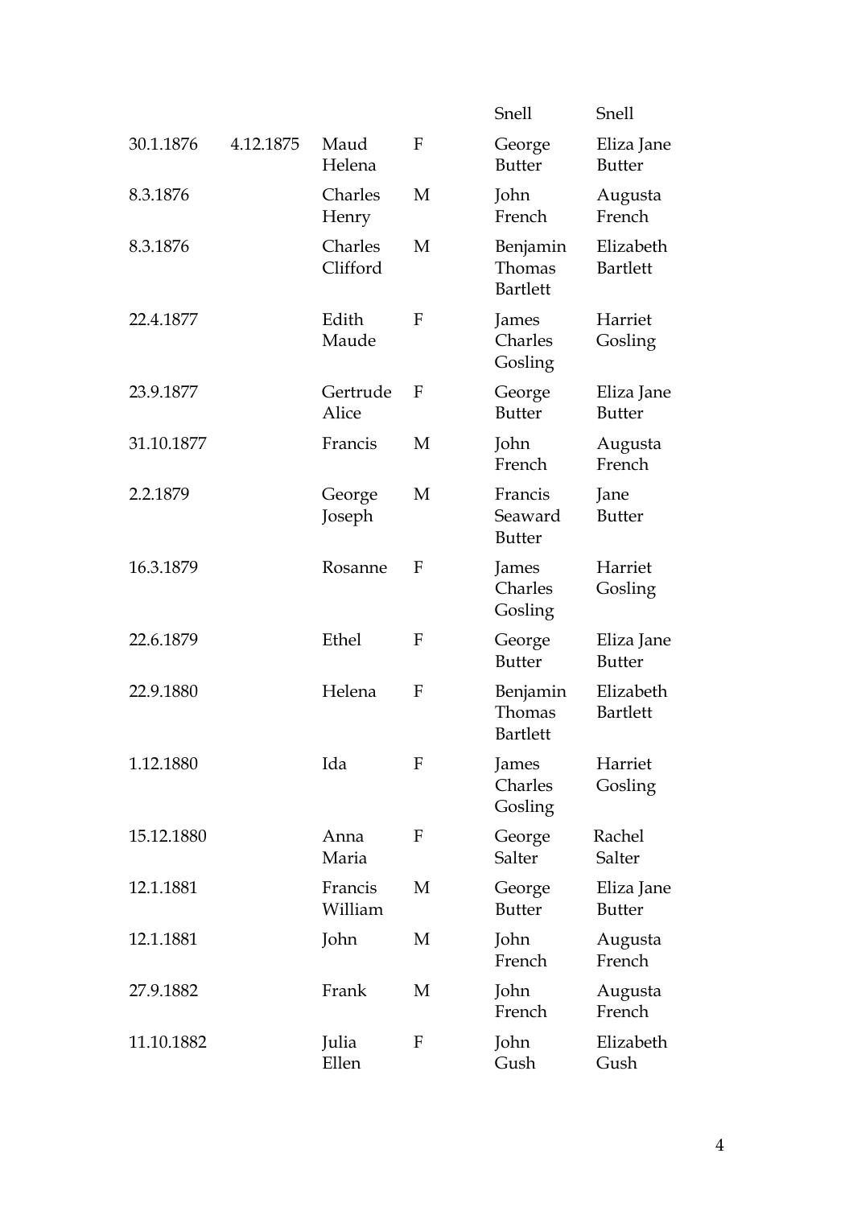| | | | | | |
|---|---|---|---|---|---|
| | | | | Snell | Snell |
| 30.1.1876 | 4.12.1875 | Maud Helena | F | George Butter | Eliza Jane Butter |
| 8.3.1876 | | Charles Henry | M | John French | Augusta French |
| 8.3.1876 | | Charles Clifford | M | Benjamin Thomas Bartlett | Elizabeth Bartlett |
| 22.4.1877 | | Edith Maude | F | James Charles Gosling | Harriet Gosling |
| 23.9.1877 | | Gertrude Alice | F | George Butter | Eliza Jane Butter |
| 31.10.1877 | | Francis | M | John French | Augusta French |
| 2.2.1879 | | George Joseph | M | Francis Seaward Butter | Jane Butter |
| 16.3.1879 | | Rosanne | F | James Charles Gosling | Harriet Gosling |
| 22.6.1879 | | Ethel | F | George Butter | Eliza Jane Butter |
| 22.9.1880 | | Helena | F | Benjamin Thomas Bartlett | Elizabeth Bartlett |
| 1.12.1880 | | Ida | F | James Charles Gosling | Harriet Gosling |
| 15.12.1880 | | Anna Maria | F | George Salter | Rachel Salter |
| 12.1.1881 | | Francis William | M | George Butter | Eliza Jane Butter |
| 12.1.1881 | | John | M | John French | Augusta French |
| 27.9.1882 | | Frank | M | John French | Augusta French |
| 11.10.1882 | | Julia Ellen | F | John Gush | Elizabeth Gush |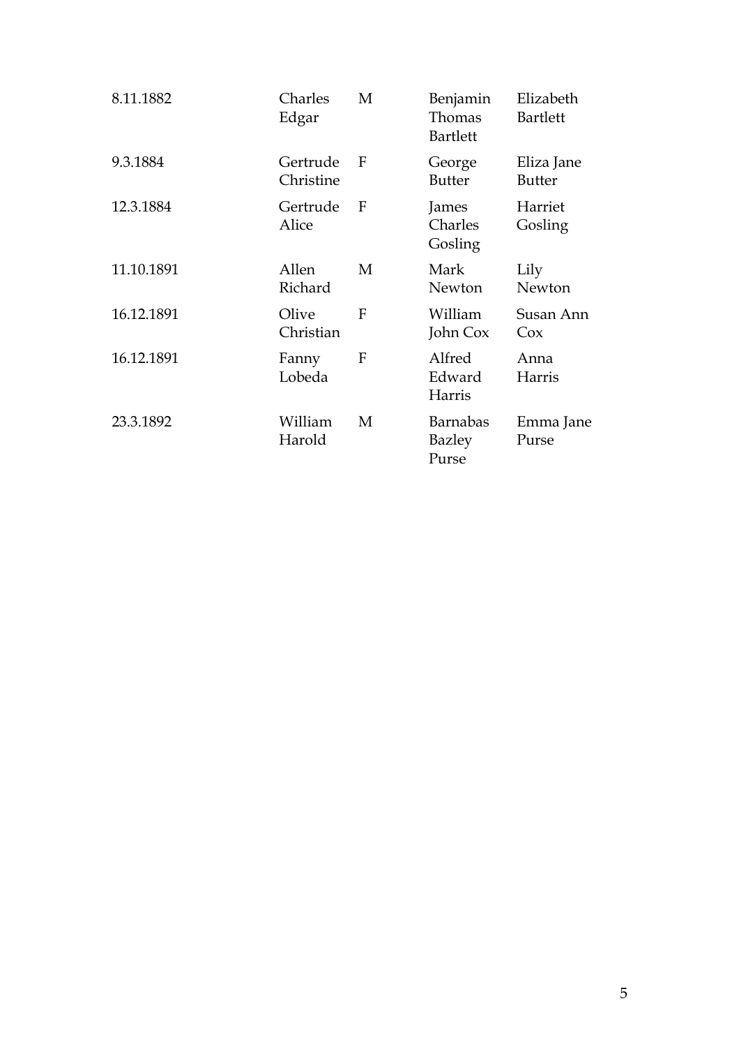| | | | | |
|---|---|---|---|---|
| 8.11.1882 | Charles Edgar | M | Benjamin Thomas Bartlett | Elizabeth Bartlett |
| 9.3.1884 | Gertrude Christine | F | George Butter | Eliza Jane Butter |
| 12.3.1884 | Gertrude Alice | F | James Charles Gosling | Harriet Gosling |
| 11.10.1891 | Allen Richard | M | Mark Newton | Lily Newton |
| 16.12.1891 | Olive Christian | F | William John Cox | Susan Ann Cox |
| 16.12.1891 | Fanny Lobeda | F | Alfred Edward Harris | Anna Harris |
| 23.3.1892 | William Harold | M | Barnabas Bazley Purse | Emma Jane Purse |